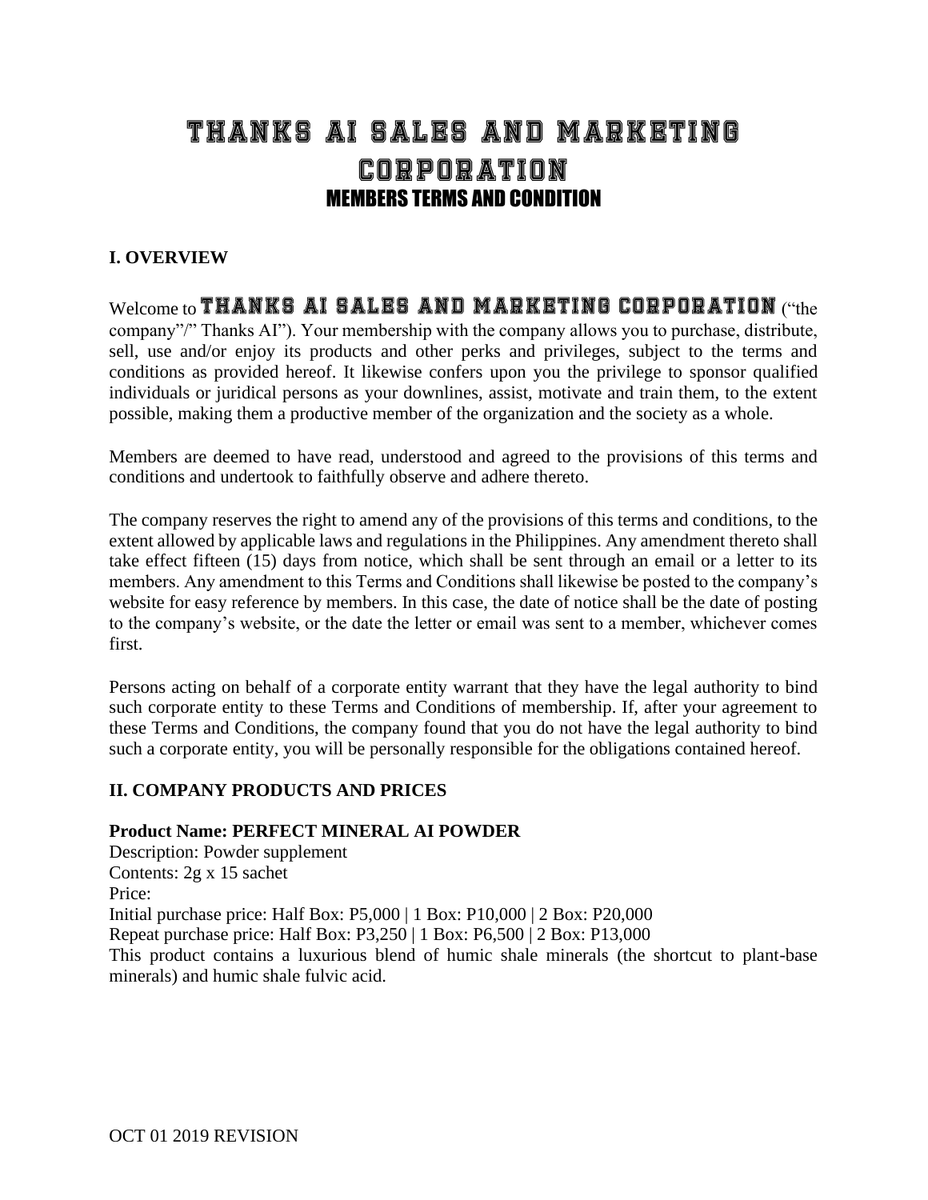# THANKS AI SALES AND MARKETING CORPORATION

## MEMBERS TERMS AND CONDITION

### I. OVERVIEW

Welcome to **THANKS AI SALES AND MARKETING CORPORATION** ("the company"/" Thanks AI"). Your membership with the company allows you to purchase, distribute, sell, use and/or enjoy its products and other perks and privileges, subject to the terms and conditions as provided hereof. It likewise confers upon you the privilege to sponsor qualified individuals or juridical persons as your downlines, assist, motivate and train them, to the extent possible, making them a productive member of the organization and the society as a whole.

Members are deemed to have read, understood and agreed to the provisions of this terms and conditions and undertook to faithfully observe and adhere thereto.

The company reserves the right to amend any of the provisions of this terms and conditions, to the extent allowed by applicable laws and regulations in the Philippines. Any amendment thereto shall take effect fifteen (15) days from notice, which shall be sent through an email or a letter to its members. Any amendment to this Terms and Conditions shall likewise be posted to the company's website for easy reference by members. In this case, the date of notice shall be the date of posting to the company's website, or the date the letter or email was sent to a member, whichever comes first.

Persons acting on behalf of a corporate entity warrant that they have the legal authority to bind such corporate entity to these Terms and Conditions of membership. If, after your agreement to these Terms and Conditions, the company found that you do not have the legal authority to bind such a corporate entity, you will be personally responsible for the obligations contained hereof.

### II. COMPANY PRODUCTS AND PRICES

**Product Name: PERFECT MINERAL AI POWDER**
Description: Powder supplement
Contents: 2g x 15 sachet
Price:
Initial purchase price: Half Box: P5,000 | 1 Box: P10,000 | 2 Box: P20,000
Repeat purchase price: Half Box: P3,250 | 1 Box: P6,500 | 2 Box: P13,000
This product contains a luxurious blend of humic shale minerals (the shortcut to plant-base minerals) and humic shale fulvic acid.

OCT 01 2019 REVISION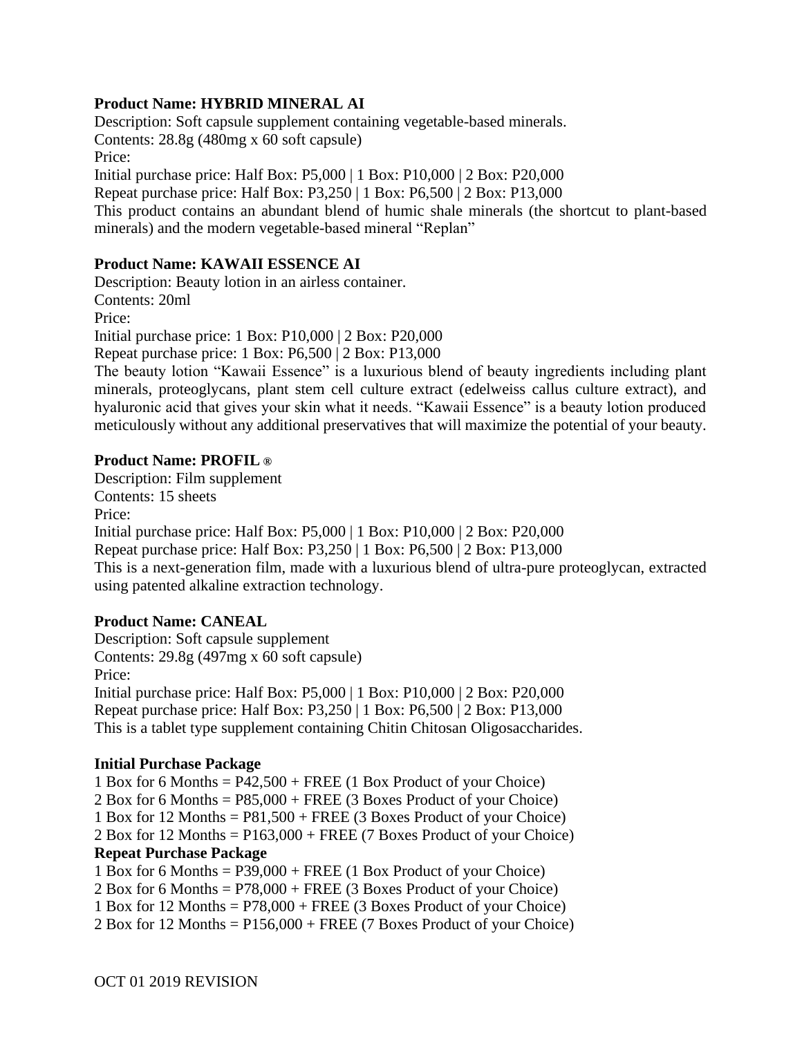**Product Name: HYBRID MINERAL AI**

Description: Soft capsule supplement containing vegetable-based minerals.
Contents: 28.8g (480mg x 60 soft capsule)
Price:
Initial purchase price: Half Box: P5,000 | 1 Box: P10,000 | 2 Box: P20,000
Repeat purchase price: Half Box: P3,250 | 1 Box: P6,500 | 2 Box: P13,000
This product contains an abundant blend of humic shale minerals (the shortcut to plant-based minerals) and the modern vegetable-based mineral "Replan"

**Product Name: KAWAII ESSENCE AI**

Description: Beauty lotion in an airless container.
Contents: 20ml
Price:
Initial purchase price: 1 Box: P10,000 | 2 Box: P20,000
Repeat purchase price: 1 Box: P6,500 | 2 Box: P13,000
The beauty lotion "Kawaii Essence" is a luxurious blend of beauty ingredients including plant minerals, proteoglycans, plant stem cell culture extract (edelweiss callus culture extract), and hyaluronic acid that gives your skin what it needs. "Kawaii Essence" is a beauty lotion produced meticulously without any additional preservatives that will maximize the potential of your beauty.

**Product Name: PROFIL ®**

Description: Film supplement
Contents: 15 sheets
Price:
Initial purchase price: Half Box: P5,000 | 1 Box: P10,000 | 2 Box: P20,000
Repeat purchase price: Half Box: P3,250 | 1 Box: P6,500 | 2 Box: P13,000
This is a next-generation film, made with a luxurious blend of ultra-pure proteoglycan, extracted using patented alkaline extraction technology.

**Product Name: CANEAL**

Description: Soft capsule supplement
Contents: 29.8g (497mg x 60 soft capsule)
Price:
Initial purchase price: Half Box: P5,000 | 1 Box: P10,000 | 2 Box: P20,000
Repeat purchase price: Half Box: P3,250 | 1 Box: P6,500 | 2 Box: P13,000
This is a tablet type supplement containing Chitin Chitosan Oligosaccharides.

**Initial Purchase Package**

1 Box for 6 Months = P42,500 + FREE (1 Box Product of your Choice)
2 Box for 6 Months = P85,000 + FREE (3 Boxes Product of your Choice)
1 Box for 12 Months = P81,500 + FREE (3 Boxes Product of your Choice)
2 Box for 12 Months = P163,000 + FREE (7 Boxes Product of your Choice)

**Repeat Purchase Package**

1 Box for 6 Months = P39,000 + FREE (1 Box Product of your Choice)
2 Box for 6 Months = P78,000 + FREE (3 Boxes Product of your Choice)
1 Box for 12 Months = P78,000 + FREE (3 Boxes Product of your Choice)
2 Box for 12 Months = P156,000 + FREE (7 Boxes Product of your Choice)

OCT 01 2019 REVISION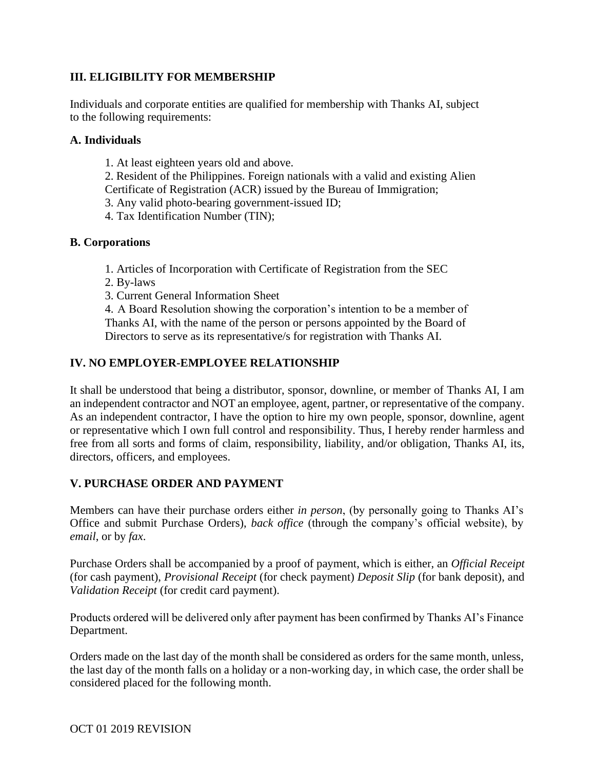## III. ELIGIBILITY FOR MEMBERSHIP

Individuals and corporate entities are qualified for membership with Thanks AI, subject to the following requirements:

### A. Individuals

1. At least eighteen years old and above.
2. Resident of the Philippines. Foreign nationals with a valid and existing Alien Certificate of Registration (ACR) issued by the Bureau of Immigration;
3. Any valid photo-bearing government-issued ID;
4. Tax Identification Number (TIN);

### B. Corporations

1. Articles of Incorporation with Certificate of Registration from the SEC
2. By-laws
3. Current General Information Sheet
4. A Board Resolution showing the corporation's intention to be a member of Thanks AI, with the name of the person or persons appointed by the Board of Directors to serve as its representative/s for registration with Thanks AI.

## IV. NO EMPLOYER-EMPLOYEE RELATIONSHIP

It shall be understood that being a distributor, sponsor, downline, or member of Thanks AI, I am an independent contractor and NOT an employee, agent, partner, or representative of the company. As an independent contractor, I have the option to hire my own people, sponsor, downline, agent or representative which I own full control and responsibility. Thus, I hereby render harmless and free from all sorts and forms of claim, responsibility, liability, and/or obligation, Thanks AI, its, directors, officers, and employees.

## V. PURCHASE ORDER AND PAYMENT

Members can have their purchase orders either *in person*, (by personally going to Thanks AI's Office and submit Purchase Orders), *back office* (through the company's official website), by *email*, or by *fax*.

Purchase Orders shall be accompanied by a proof of payment, which is either, an *Official Receipt* (for cash payment), *Provisional Receipt* (for check payment) *Deposit Slip* (for bank deposit), and *Validation Receipt* (for credit card payment).

Products ordered will be delivered only after payment has been confirmed by Thanks AI's Finance Department.

Orders made on the last day of the month shall be considered as orders for the same month, unless, the last day of the month falls on a holiday or a non-working day, in which case, the order shall be considered placed for the following month.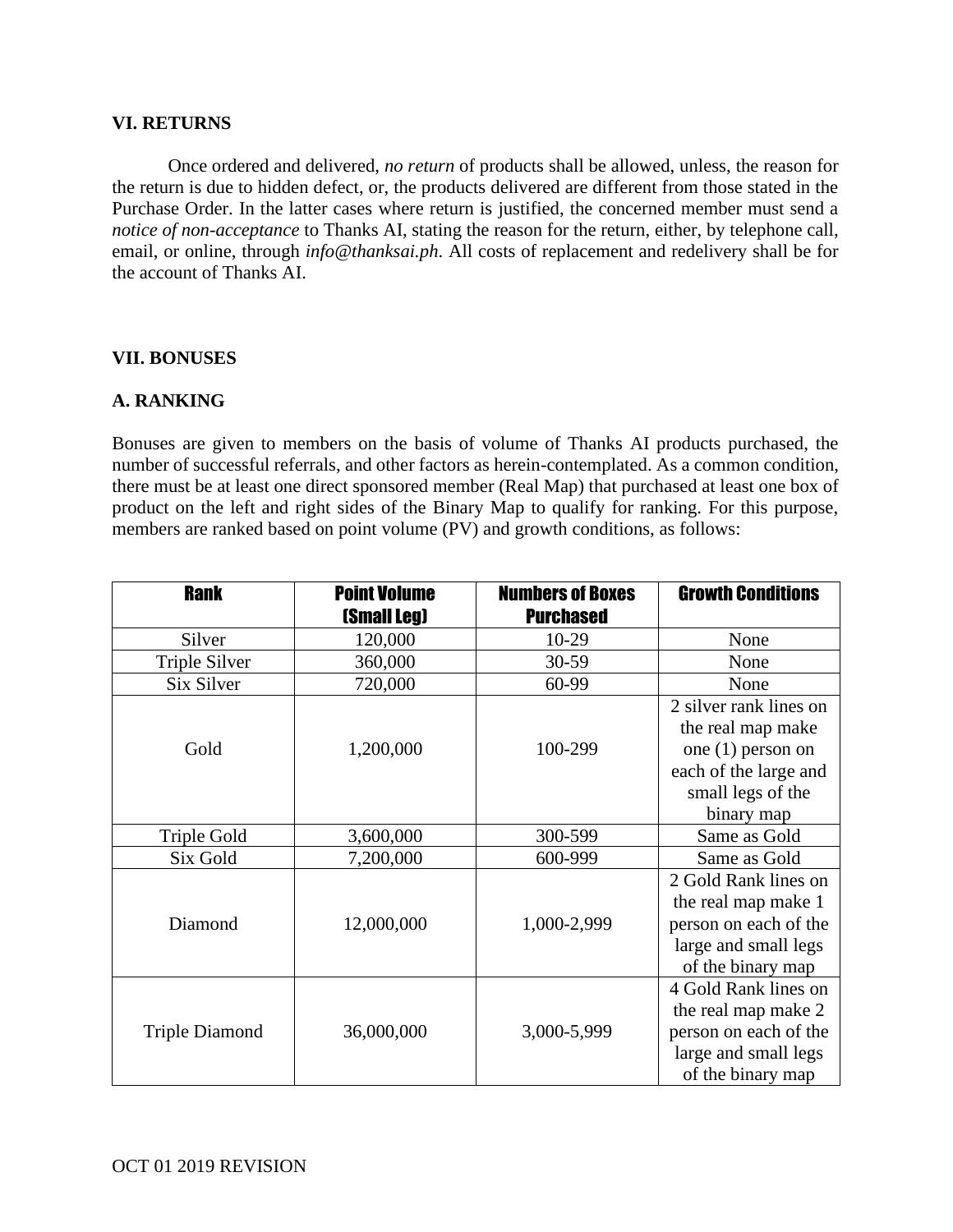## VI. RETURNS

Once ordered and delivered, *no return* of products shall be allowed, unless, the reason for the return is due to hidden defect, or, the products delivered are different from those stated in the Purchase Order. In the latter cases where return is justified, the concerned member must send a *notice of non-acceptance* to Thanks AI, stating the reason for the return, either, by telephone call, email, or online, through *info@thanksai.ph*. All costs of replacement and redelivery shall be for the account of Thanks AI.

## VII. BONUSES

### A. RANKING

Bonuses are given to members on the basis of volume of Thanks AI products purchased, the number of successful referrals, and other factors as herein-contemplated. As a common condition, there must be at least one direct sponsored member (Real Map) that purchased at least one box of product on the left and right sides of the Binary Map to qualify for ranking. For this purpose, members are ranked based on point volume (PV) and growth conditions, as follows:

| Rank | Point Volume (Small Leg) | Numbers of Boxes Purchased | Growth Conditions |
|---|---|---|---|
| Silver | 120,000 | 10-29 | None |
| Triple Silver | 360,000 | 30-59 | None |
| Six Silver | 720,000 | 60-99 | None |
| Gold | 1,200,000 | 100-299 | 2 silver rank lines on the real map make one (1) person on each of the large and small legs of the binary map |
| Triple Gold | 3,600,000 | 300-599 | Same as Gold |
| Six Gold | 7,200,000 | 600-999 | Same as Gold |
| Diamond | 12,000,000 | 1,000-2,999 | 2 Gold Rank lines on the real map make 1 person on each of the large and small legs of the binary map |
| Triple Diamond | 36,000,000 | 3,000-5,999 | 4 Gold Rank lines on the real map make 2 person on each of the large and small legs of the binary map |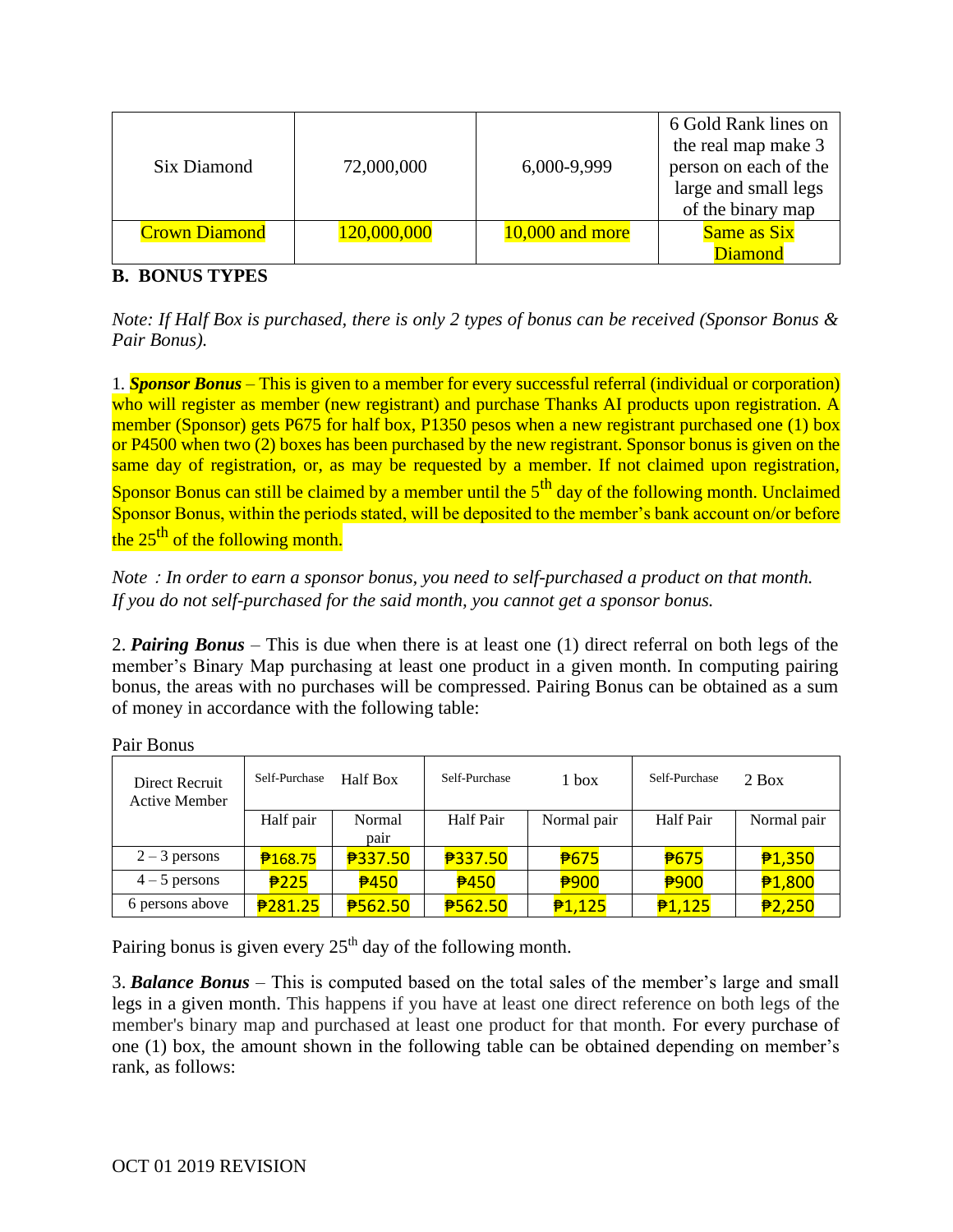| Six Diamond | 72,000,000 | 6,000-9,999 | 6 Gold Rank lines on the real map make 3 person on each of the large and small legs of the binary map |
| --- | --- | --- | --- |
| Crown Diamond | 120,000,000 | 10,000 and more | Same as Six Diamond |

## B. BONUS TYPES

*Note: If Half Box is purchased, there is only 2 types of bonus can be received (Sponsor Bonus & Pair Bonus).*

1. ***Sponsor Bonus*** – This is given to a member for every successful referral (individual or corporation) who will register as member (new registrant) and purchase Thanks AI products upon registration. A member (Sponsor) gets P675 for half box, P1350 pesos when a new registrant purchased one (1) box or P4500 when two (2) boxes has been purchased by the new registrant. Sponsor bonus is given on the same day of registration, or, as may be requested by a member. If not claimed upon registration, Sponsor Bonus can still be claimed by a member until the 5th day of the following month. Unclaimed Sponsor Bonus, within the periods stated, will be deposited to the member's bank account on/or before the 25th of the following month.

*Note：In order to earn a sponsor bonus, you need to self-purchased a product on that month. If you do not self-purchased for the said month, you cannot get a sponsor bonus.*

2. ***Pairing Bonus*** – This is due when there is at least one (1) direct referral on both legs of the member's Binary Map purchasing at least one product in a given month. In computing pairing bonus, the areas with no purchases will be compressed. Pairing Bonus can be obtained as a sum of money in accordance with the following table:

Pair Bonus

| Direct Recruit Active Member | Self-Purchase Half Box | | Self-Purchase 1 box | | Self-Purchase 2 Box | |
| --- | --- | --- | --- | --- | --- | --- |
| | Half pair | Normal pair | Half Pair | Normal pair | Half Pair | Normal pair |
| 2 – 3 persons | ₱168.75 | ₱337.50 | ₱337.50 | ₱675 | ₱675 | ₱1,350 |
| 4 – 5 persons | ₱225 | ₱450 | ₱450 | ₱900 | ₱900 | ₱1,800 |
| 6 persons above | ₱281.25 | ₱562.50 | ₱562.50 | ₱1,125 | ₱1,125 | ₱2,250 |

Pairing bonus is given every 25th day of the following month.

3. ***Balance Bonus*** – This is computed based on the total sales of the member's large and small legs in a given month. This happens if you have at least one direct reference on both legs of the member's binary map and purchased at least one product for that month. For every purchase of one (1) box, the amount shown in the following table can be obtained depending on member's rank, as follows:

OCT 01 2019 REVISION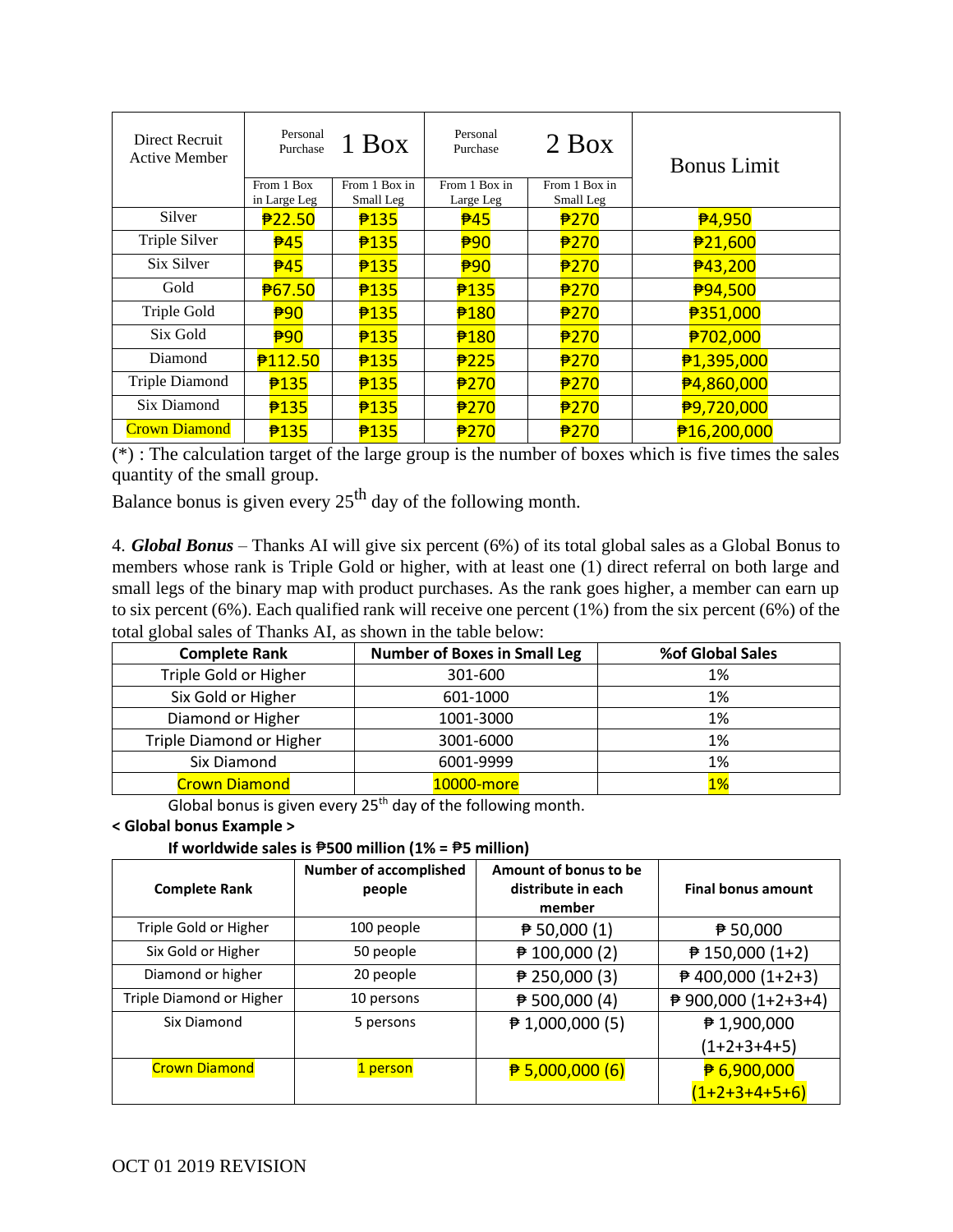| Direct Recruit Active Member | Personal Purchase 1 Box | | Personal Purchase 2 Box | | Bonus Limit |
|---|---|---|---|---|---|
| | From 1 Box in Large Leg | From 1 Box in Small Leg | From 1 Box in Large Leg | From 1 Box in Small Leg | |
| Silver | ₱22.50 | ₱135 | ₱45 | ₱270 | ₱4,950 |
| Triple Silver | ₱45 | ₱135 | ₱90 | ₱270 | ₱21,600 |
| Six Silver | ₱45 | ₱135 | ₱90 | ₱270 | ₱43,200 |
| Gold | ₱67.50 | ₱135 | ₱135 | ₱270 | ₱94,500 |
| Triple Gold | ₱90 | ₱135 | ₱180 | ₱270 | ₱351,000 |
| Six Gold | ₱90 | ₱135 | ₱180 | ₱270 | ₱702,000 |
| Diamond | ₱112.50 | ₱135 | ₱225 | ₱270 | ₱1,395,000 |
| Triple Diamond | ₱135 | ₱135 | ₱270 | ₱270 | ₱4,860,000 |
| Six Diamond | ₱135 | ₱135 | ₱270 | ₱270 | ₱9,720,000 |
| Crown Diamond | ₱135 | ₱135 | ₱270 | ₱270 | ₱16,200,000 |

(*) : The calculation target of the large group is the number of boxes which is five times the sales quantity of the small group.

Balance bonus is given every 25th day of the following month.

4. ***Global Bonus*** – Thanks AI will give six percent (6%) of its total global sales as a Global Bonus to members whose rank is Triple Gold or higher, with at least one (1) direct referral on both large and small legs of the binary map with product purchases. As the rank goes higher, a member can earn up to six percent (6%). Each qualified rank will receive one percent (1%) from the six percent (6%) of the total global sales of Thanks AI, as shown in the table below:

| Complete Rank | Number of Boxes in Small Leg | %of Global Sales |
|---|---|---|
| Triple Gold or Higher | 301-600 | 1% |
| Six Gold or Higher | 601-1000 | 1% |
| Diamond or Higher | 1001-3000 | 1% |
| Triple Diamond or Higher | 3001-6000 | 1% |
| Six Diamond | 6001-9999 | 1% |
| Crown Diamond | 10000-more | 1% |

Global bonus is given every 25th day of the following month.

**< Global bonus Example >**

**If worldwide sales is ₱500 million (1% = ₱5 million)**

| Complete Rank | Number of accomplished people | Amount of bonus to be distribute in each member | Final bonus amount |
|---|---|---|---|
| Triple Gold or Higher | 100 people | ₱ 50,000 (1) | ₱ 50,000 |
| Six Gold or Higher | 50 people | ₱ 100,000 (2) | ₱ 150,000 (1+2) |
| Diamond or higher | 20 people | ₱ 250,000 (3) | ₱ 400,000 (1+2+3) |
| Triple Diamond or Higher | 10 persons | ₱ 500,000 (4) | ₱ 900,000 (1+2+3+4) |
| Six Diamond | 5 persons | ₱ 1,000,000 (5) | ₱ 1,900,000 (1+2+3+4+5) |
| Crown Diamond | 1 person | ₱ 5,000,000 (6) | ₱ 6,900,000 (1+2+3+4+5+6) |

OCT 01 2019 REVISION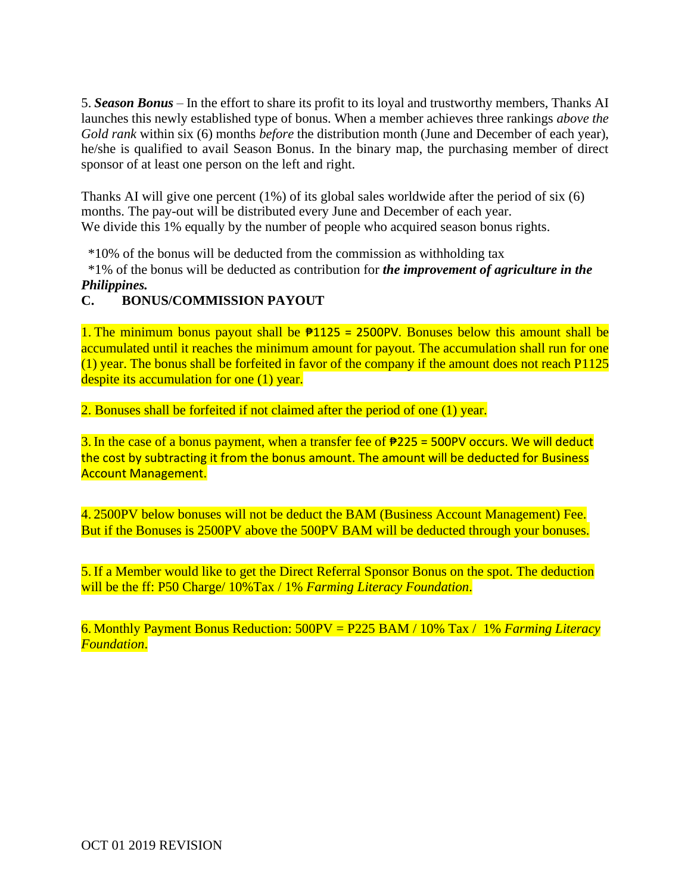5. ***Season Bonus*** – In the effort to share its profit to its loyal and trustworthy members, Thanks AI launches this newly established type of bonus. When a member achieves three rankings *above the Gold rank* within six (6) months *before* the distribution month (June and December of each year), he/she is qualified to avail Season Bonus. In the binary map, the purchasing member of direct sponsor of at least one person on the left and right.

Thanks AI will give one percent (1%) of its global sales worldwide after the period of six (6) months. The pay-out will be distributed every June and December of each year.
We divide this 1% equally by the number of people who acquired season bonus rights.

*10% of the bonus will be deducted from the commission as withholding tax
*1% of the bonus will be deducted as contribution for ***the improvement of agriculture in the Philippines.***

**C. BONUS/COMMISSION PAYOUT**

1. The minimum bonus payout shall be ₱1125 = 2500PV. Bonuses below this amount shall be accumulated until it reaches the minimum amount for payout. The accumulation shall run for one (1) year. The bonus shall be forfeited in favor of the company if the amount does not reach P1125 despite its accumulation for one (1) year.

2. Bonuses shall be forfeited if not claimed after the period of one (1) year.

3. In the case of a bonus payment, when a transfer fee of ₱225 = 500PV occurs. We will deduct the cost by subtracting it from the bonus amount. The amount will be deducted for Business Account Management.

4. 2500PV below bonuses will not be deduct the BAM (Business Account Management) Fee. But if the Bonuses is 2500PV above the 500PV BAM will be deducted through your bonuses.

5. If a Member would like to get the Direct Referral Sponsor Bonus on the spot. The deduction will be the ff: P50 Charge/ 10%Tax / 1% *Farming Literacy Foundation*.

6. Monthly Payment Bonus Reduction: 500PV = P225 BAM / 10% Tax / 1% *Farming Literacy Foundation*.

OCT 01 2019 REVISION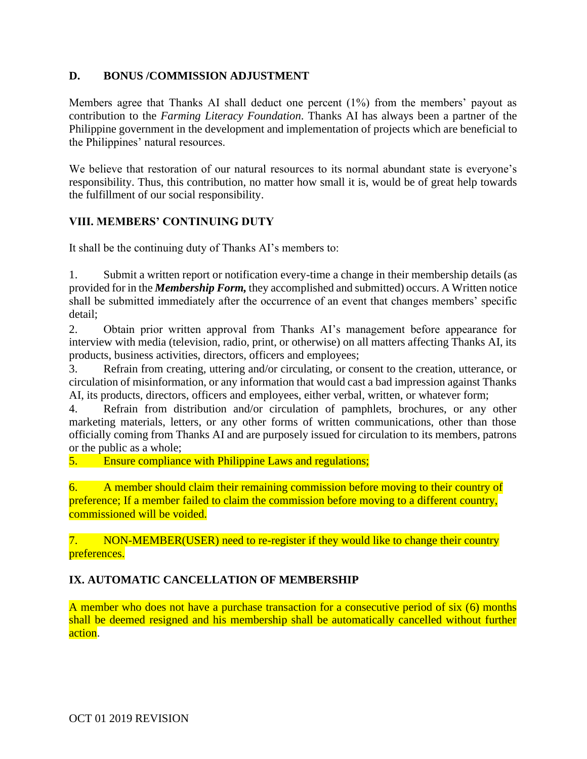### D. BONUS /COMMISSION ADJUSTMENT

Members agree that Thanks AI shall deduct one percent (1%) from the members' payout as contribution to the *Farming Literacy Foundation*. Thanks AI has always been a partner of the Philippine government in the development and implementation of projects which are beneficial to the Philippines' natural resources.

We believe that restoration of our natural resources to its normal abundant state is everyone's responsibility. Thus, this contribution, no matter how small it is, would be of great help towards the fulfillment of our social responsibility.

## VIII. MEMBERS' CONTINUING DUTY

It shall be the continuing duty of Thanks AI's members to:

1. Submit a written report or notification every-time a change in their membership details (as provided for in the ***Membership Form,*** they accomplished and submitted) occurs. A Written notice shall be submitted immediately after the occurrence of an event that changes members' specific detail;
2. Obtain prior written approval from Thanks AI's management before appearance for interview with media (television, radio, print, or otherwise) on all matters affecting Thanks AI, its products, business activities, directors, officers and employees;
3. Refrain from creating, uttering and/or circulating, or consent to the creation, utterance, or circulation of misinformation, or any information that would cast a bad impression against Thanks AI, its products, directors, officers and employees, either verbal, written, or whatever form;
4. Refrain from distribution and/or circulation of pamphlets, brochures, or any other marketing materials, letters, or any other forms of written communications, other than those officially coming from Thanks AI and are purposely issued for circulation to its members, patrons or the public as a whole;
5. Ensure compliance with Philippine Laws and regulations;
6. A member should claim their remaining commission before moving to their country of preference; If a member failed to claim the commission before moving to a different country, commissioned will be voided.
7. NON-MEMBER(USER) need to re-register if they would like to change their country preferences.

## IX. AUTOMATIC CANCELLATION OF MEMBERSHIP

A member who does not have a purchase transaction for a consecutive period of six (6) months shall be deemed resigned and his membership shall be automatically cancelled without further action.

OCT 01 2019 REVISION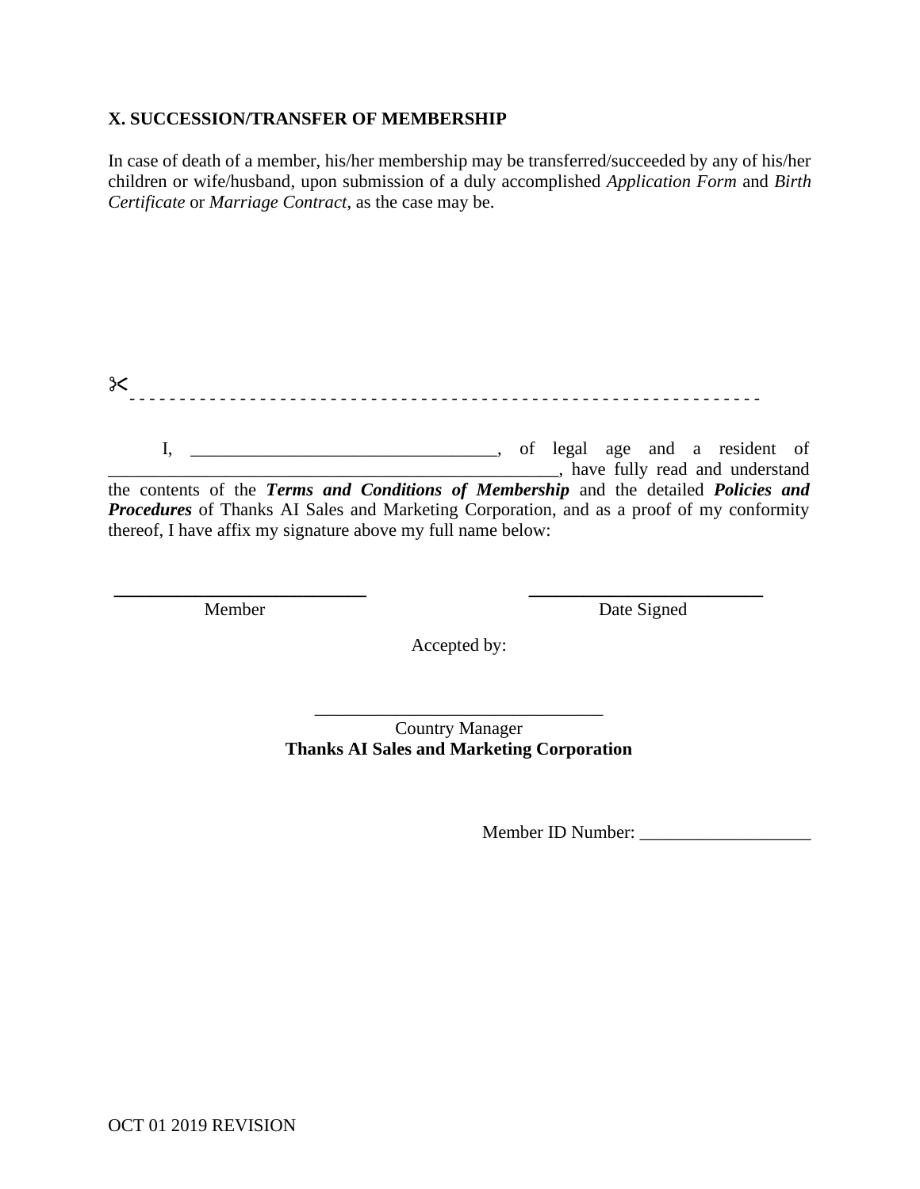### X. SUCCESSION/TRANSFER OF MEMBERSHIP

In case of death of a member, his/her membership may be transferred/succeeded by any of his/her children or wife/husband, upon submission of a duly accomplished *Application Form* and *Birth Certificate* or *Marriage Contract*, as the case may be.

✂ - - - - - - - - - - - - - - - - - - - - - - - - - - - - - - - - - - - - - - - - - - - - - - - - - - - - - - - - - - - - - - -

I, __________________________________, of legal age and a resident of ________________________________________________, have fully read and understand the contents of the ***Terms and Conditions of Membership*** and the detailed ***Policies and Procedures*** of Thanks AI Sales and Marketing Corporation, and as a proof of my conformity thereof, I have affix my signature above my full name below:

____________________________ &nbsp;&nbsp;&nbsp;&nbsp;&nbsp;&nbsp;&nbsp;&nbsp; ____________________________

Member &nbsp;&nbsp;&nbsp;&nbsp;&nbsp;&nbsp;&nbsp;&nbsp; Date Signed

Accepted by:

________________________________

Country Manager

**Thanks AI Sales and Marketing Corporation**

Member ID Number: ___________________

OCT 01 2019 REVISION